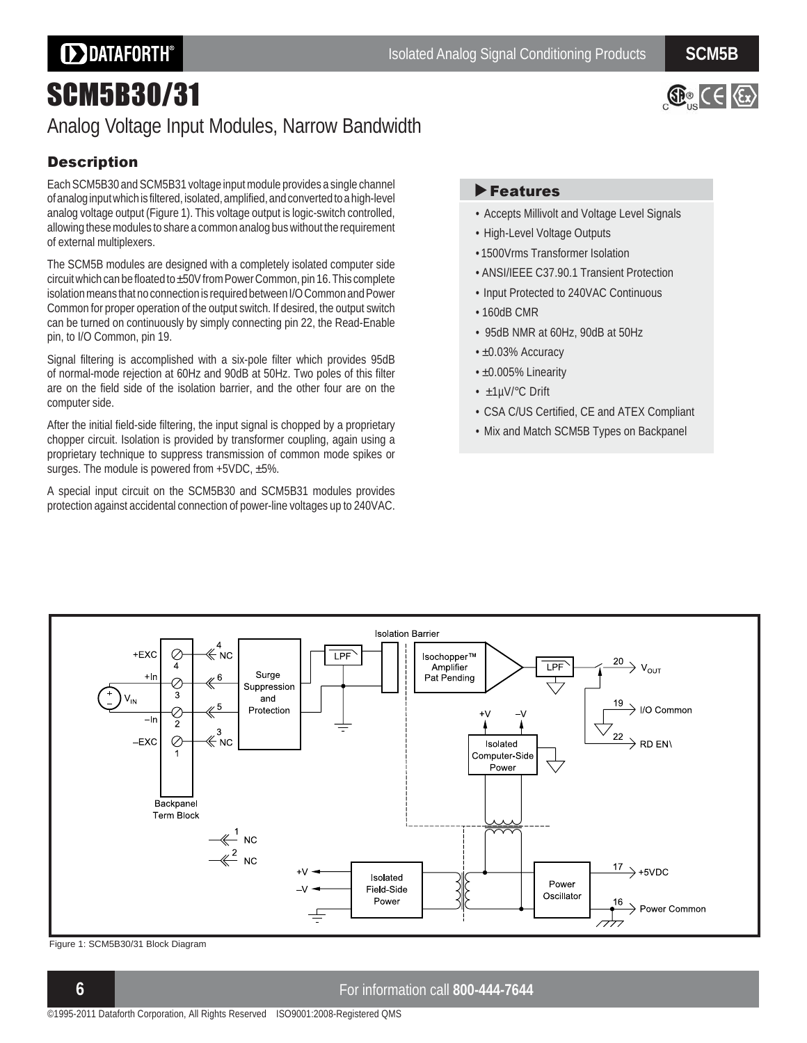# SCM5B30/31

## Analog Voltage Input Modules, Narrow Bandwidth

### Description

Each SCM5B30 and SCM5B31 voltage input module provides a single channel of analog input which is filtered, isolated, amplified, and converted to a high-level analog voltage output (Figure 1). This voltage output is logic-switch controlled, allowing these modules to share a common analog bus without the requirement of external multiplexers.

The SCM5B modules are designed with a completely isolated computer side circuit which can be floated to ±50V from Power Common, pin 16. This complete isolation means that no connection is required between I/O Common and Power Common for proper operation of the output switch. If desired, the output switch can be turned on continuously by simply connecting pin 22, the Read-Enable pin, to I/O Common, pin 19.

Signal filtering is accomplished with a six-pole filter which provides 95dB of normal-mode rejection at 60Hz and 90dB at 50Hz. Two poles of this filter are on the field side of the isolation barrier, and the other four are on the computer side.

After the initial field-side filtering, the input signal is chopped by a proprietary chopper circuit. Isolation is provided by transformer coupling, again using a proprietary technique to suppress transmission of common mode spikes or surges. The module is powered from +5VDC, ±5%.

A special input circuit on the SCM5B30 and SCM5B31 modules provides protection against accidental connection of power-line voltages up to 240VAC.

### Features

- Accepts Millivolt and Voltage Level Signals
- High-Level Voltage Outputs
- 1500Vrms Transformer Isolation
- ANSI/IEEE C37.90.1 Transient Protection
- Input Protected to 240VAC Continuous
- 160dB CMR
- 95dB NMR at 60Hz, 90dB at 50Hz
- ±0.03% Accuracy
- ±0.005% Linearity
- ±1µV/°C Drift
- CSA C/US Certified, CE and ATEX Compliant
- Mix and Match SCM5B Types on Backpanel

Figure 1: SCM5B30/31 Block Diagram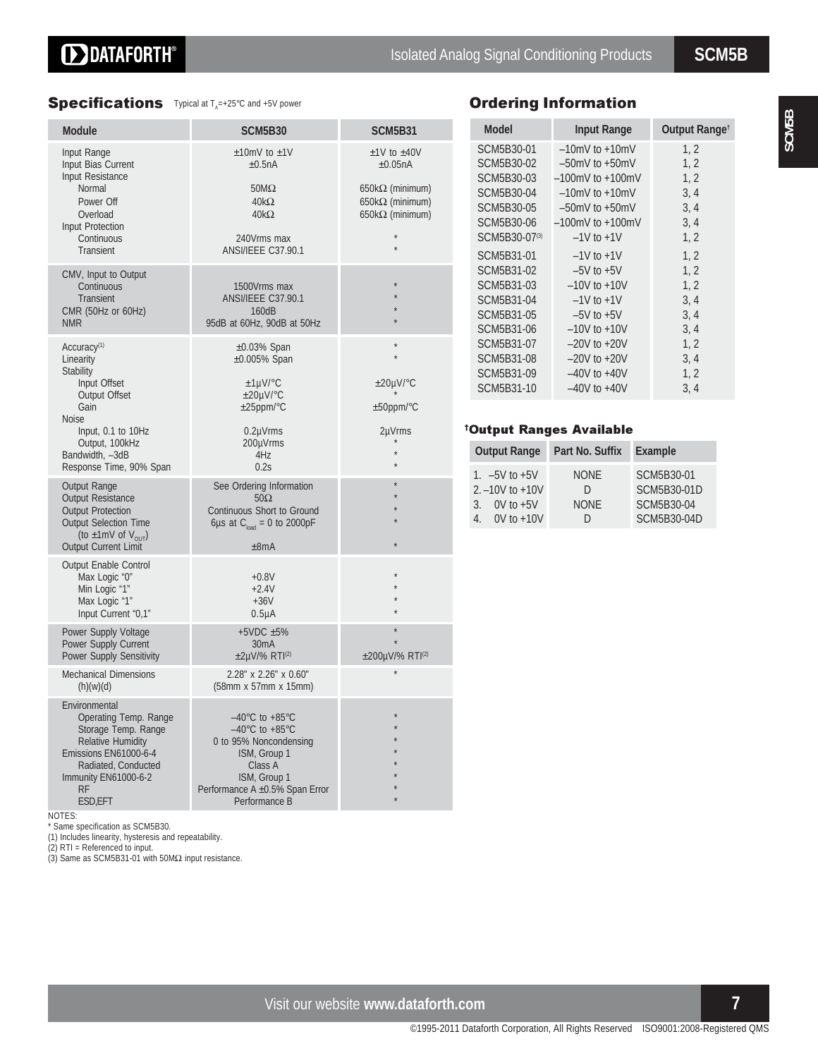## Specifications

Typical at $T_A$=+25°C and +5V power

| Module | SCM5B30 | SCM5B31 |
|---|---|---|
| Input Range | ±10mV to ±1V | ±1V to ±40V |
| Input Bias Current | ±0.5nA | ±0.05nA |
| Input Resistance | | |
| Normal | 50MΩ | 650kΩ (minimum) |
| Power Off | 40kΩ | 650kΩ (minimum) |
| Overload | 40kΩ | 650kΩ (minimum) |
| Input Protection | | |
| Continuous | 240Vrms max | * |
| Transient | ANSI/IEEE C37.90.1 | * |
| CMV, Input to Output | | |
| Continuous | 1500Vrms max | * |
| Transient | ANSI/IEEE C37.90.1 | * |
| CMR (50Hz or 60Hz) | 160dB | * |
| NMR | 95dB at 60Hz, 90dB at 50Hz | * |
| Accuracy(1) | ±0.03% Span | * |
| Linearity | ±0.005% Span | * |
| Stability | | |
| Input Offset | ±1µV/°C | ±20µV/°C |
| Output Offset | ±20µV/°C | * |
| Gain | ±25ppm/°C | ±50ppm/°C |
| Noise | | |
| Input, 0.1 to 10Hz | 0.2µVrms | 2µVrms |
| Output, 100kHz | 200µVrms | * |
| Bandwidth, –3dB | 4Hz | * |
| Response Time, 90% Span | 0.2s | * |
| Output Range | See Ordering Information | * |
| Output Resistance | 50Ω | * |
| Output Protection | Continuous Short to Ground | * |
| Output Selection Time (to ±1mV of $V_{OUT}$) | 6µs at $C_{load}$ = 0 to 2000pF | * |
| Output Current Limit | ±8mA | * |
| Output Enable Control | | |
| Max Logic "0" | +0.8V | * |
| Min Logic "1" | +2.4V | * |
| Max Logic "1" | +36V | * |
| Input Current "0,1" | 0.5µA | * |
| Power Supply Voltage | +5VDC ±5% | * |
| Power Supply Current | 30mA | * |
| Power Supply Sensitivity | ±2µV/% RTI(2) | ±200µV/% RTI(2) |
| Mechanical Dimensions (h)(w)(d) | 2.28" x 2.26" x 0.60" (58mm x 57mm x 15mm) | * |
| Environmental | | |
| Operating Temp. Range | –40°C to +85°C | * |
| Storage Temp. Range | –40°C to +85°C | * |
| Relative Humidity | 0 to 95% Noncondensing | * |
| Emissions EN61000-6-4 | ISM, Group 1 | * |
| Radiated, Conducted | Class A | * |
| Immunity EN61000-6-2 | ISM, Group 1 | * |
| RF | Performance A ±0.5% Span Error | * |
| ESD,EFT | Performance B | * |

NOTES:
* Same specification as SCM5B30.
(1) Includes linearity, hysteresis and repeatability.
(2) RTI = Referenced to input.
(3) Same as SCM5B31-01 with 50MΩ input resistance.

## Ordering Information

| Model | Input Range | Output Range† |
|---|---|---|
| SCM5B30-01 | –10mV to +10mV | 1, 2 |
| SCM5B30-02 | –50mV to +50mV | 1, 2 |
| SCM5B30-03 | –100mV to +100mV | 1, 2 |
| SCM5B30-04 | –10mV to +10mV | 3, 4 |
| SCM5B30-05 | –50mV to +50mV | 3, 4 |
| SCM5B30-06 | –100mV to +100mV | 3, 4 |
| SCM5B30-07(3) | –1V to +1V | 1, 2 |
| SCM5B31-01 | –1V to +1V | 1, 2 |
| SCM5B31-02 | –5V to +5V | 1, 2 |
| SCM5B31-03 | –10V to +10V | 1, 2 |
| SCM5B31-04 | –1V to +1V | 3, 4 |
| SCM5B31-05 | –5V to +5V | 3, 4 |
| SCM5B31-06 | –10V to +10V | 3, 4 |
| SCM5B31-07 | –20V to +20V | 1, 2 |
| SCM5B31-08 | –20V to +20V | 3, 4 |
| SCM5B31-09 | –40V to +40V | 1, 2 |
| SCM5B31-10 | –40V to +40V | 3, 4 |

### †Output Ranges Available

| Output Range | Part No. Suffix | Example |
|---|---|---|
| 1. –5V to +5V | NONE | SCM5B30-01 |
| 2. –10V to +10V | D | SCM5B30-01D |
| 3. 0V to +5V | NONE | SCM5B30-04 |
| 4. 0V to +10V | D | SCM5B30-04D |